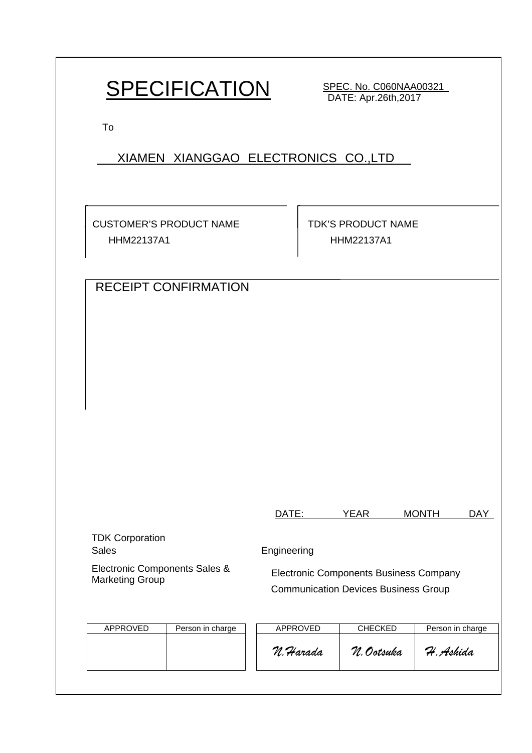# SPECIFICATION

SPEC. No. C060NAA00321
DATE: Apr.26th,2017

To

XIAMEN XIANGGAO ELECTRONICS CO.,LTD

| CUSTOMER'S PRODUCT NAME | TDK'S PRODUCT NAME |
|---|---|
| HHM22137A1 | HHM22137A1 |

## RECEIPT CONFIRMATION

DATE: YEAR MONTH DAY

TDK Corporation

Sales

Electronic Components Sales & Marketing Group

Engineering

Electronic Components Business Company

Communication Devices Business Group

| APPROVED | Person in charge |
|---|---|
| | |

| APPROVED | CHECKED | Person in charge |
|---|---|---|
| N.Harada | N.Ootsuka | H.Ashida |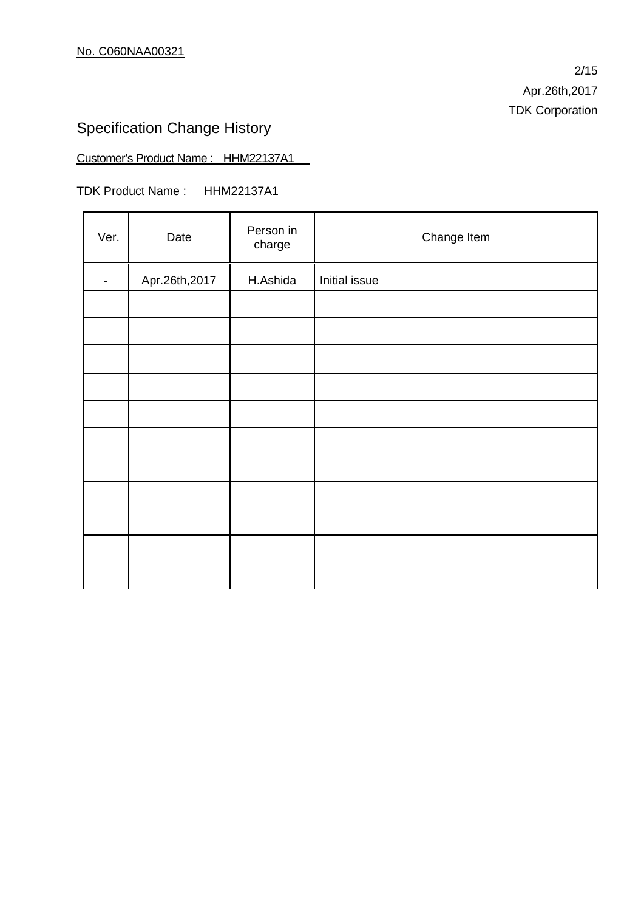No. C060NAA00321

Apr.26th,2017
TDK Corporation

# Specification Change History

Customer's Product Name :  HHM22137A1

TDK Product Name :  HHM22137A1

| Ver. | Date | Person in charge | Change Item |
|---|---|---|---|
| - | Apr.26th,2017 | H.Ashida | Initial issue |
| | | | |
| | | | |
| | | | |
| | | | |
| | | | |
| | | | |
| | | | |
| | | | |
| | | | |
| | | | |
| | | | |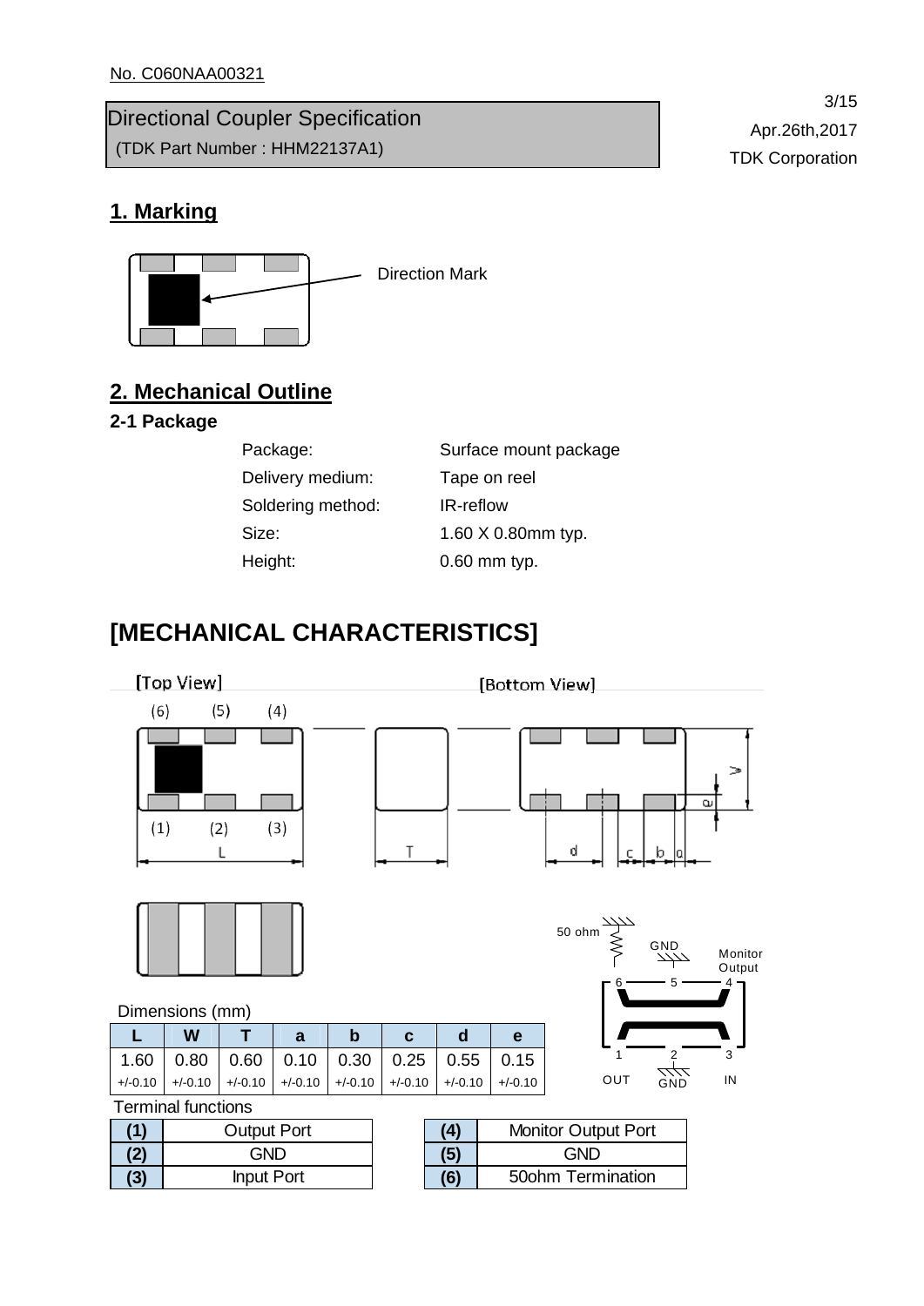No. C060NAA00321

# Directional Coupler Specification
(TDK Part Number : HHM22137A1)

Apr.26th,2017
TDK Corporation

## 1. Marking

Direction Mark

## 2. Mechanical Outline

### 2-1 Package

| | |
|---|---|
| Package: | Surface mount package |
| Delivery medium: | Tape on reel |
| Soldering method: | IR-reflow |
| Size: | 1.60 X 0.80mm typ. |
| Height: | 0.60 mm typ. |

# [MECHANICAL CHARACTERISTICS]

[Top View] [Bottom View]

Dimensions (mm)

| L | W | T | a | b | c | d | e |
|---|---|---|---|---|---|---|---|
| 1.60 +/-0.10 | 0.80 +/-0.10 | 0.60 +/-0.10 | 0.10 +/-0.10 | 0.30 +/-0.10 | 0.25 +/-0.10 | 0.55 +/-0.10 | 0.15 +/-0.10 |

Terminal functions

| No. | Function |
|---|---|
| (1) | Output Port |
| (2) | GND |
| (3) | Input Port |
| (4) | Monitor Output Port |
| (5) | GND |
| (6) | 50ohm Termination |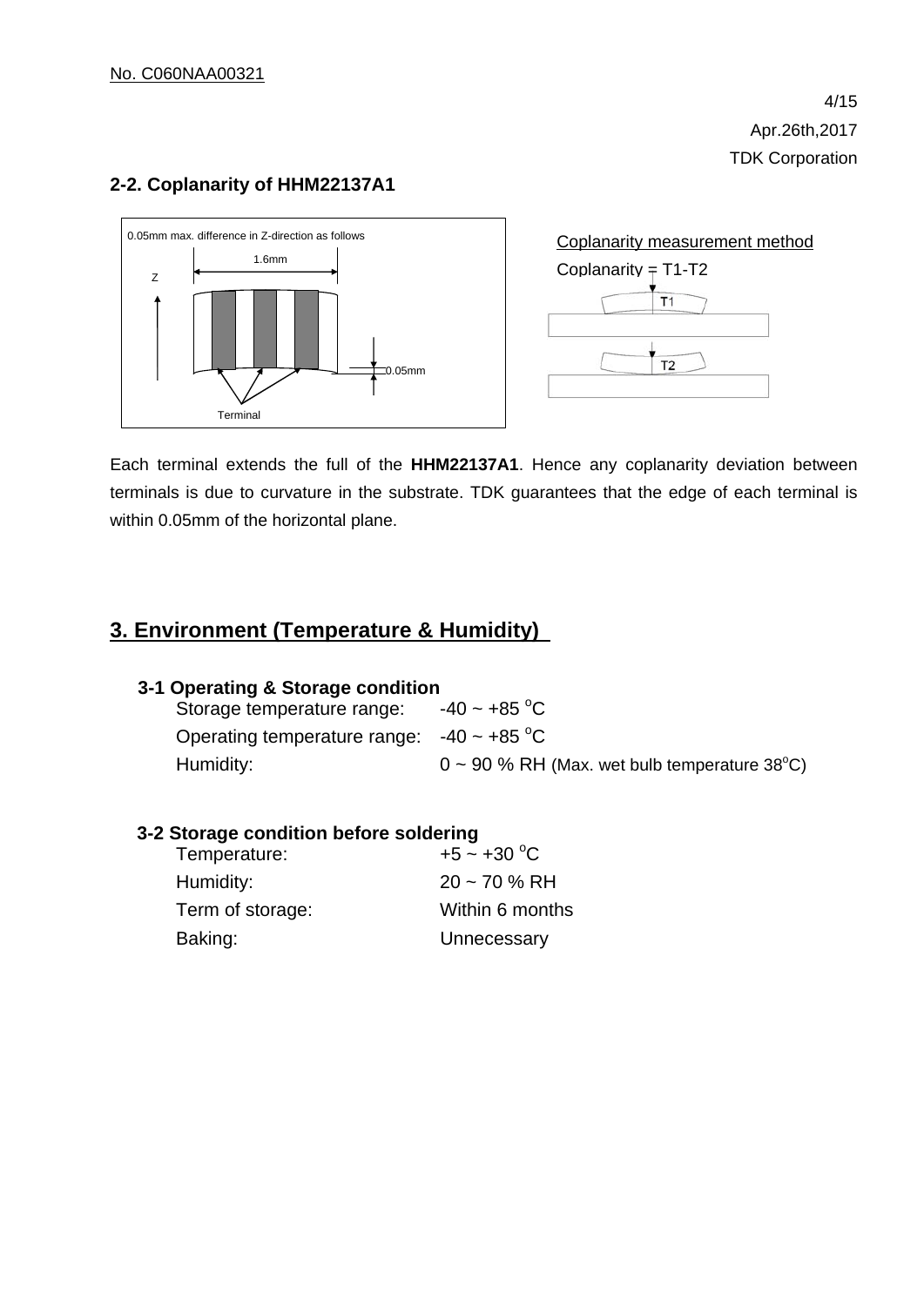2-2. Coplanarity of HHM22137A1

0.05mm max. difference in Z-direction as follows

1.6mm

Z

0.05mm

Terminal

Coplanarity measurement method

Coplanarity = T1-T2

T1

T2

Each terminal extends the full of the **HHM22137A1**. Hence any coplanarity deviation between terminals is due to curvature in the substrate. TDK guarantees that the edge of each terminal is within 0.05mm of the horizontal plane.

## 3. Environment (Temperature & Humidity)

### 3-1 Operating & Storage condition

Storage temperature range: -40 ~ +85 °C

Operating temperature range: -40 ~ +85 °C

Humidity: 0 ~ 90 % RH (Max. wet bulb temperature 38°C)

### 3-2 Storage condition before soldering

Temperature: +5 ~ +30 °C

Humidity: 20 ~ 70 % RH

Term of storage: Within 6 months

Baking: Unnecessary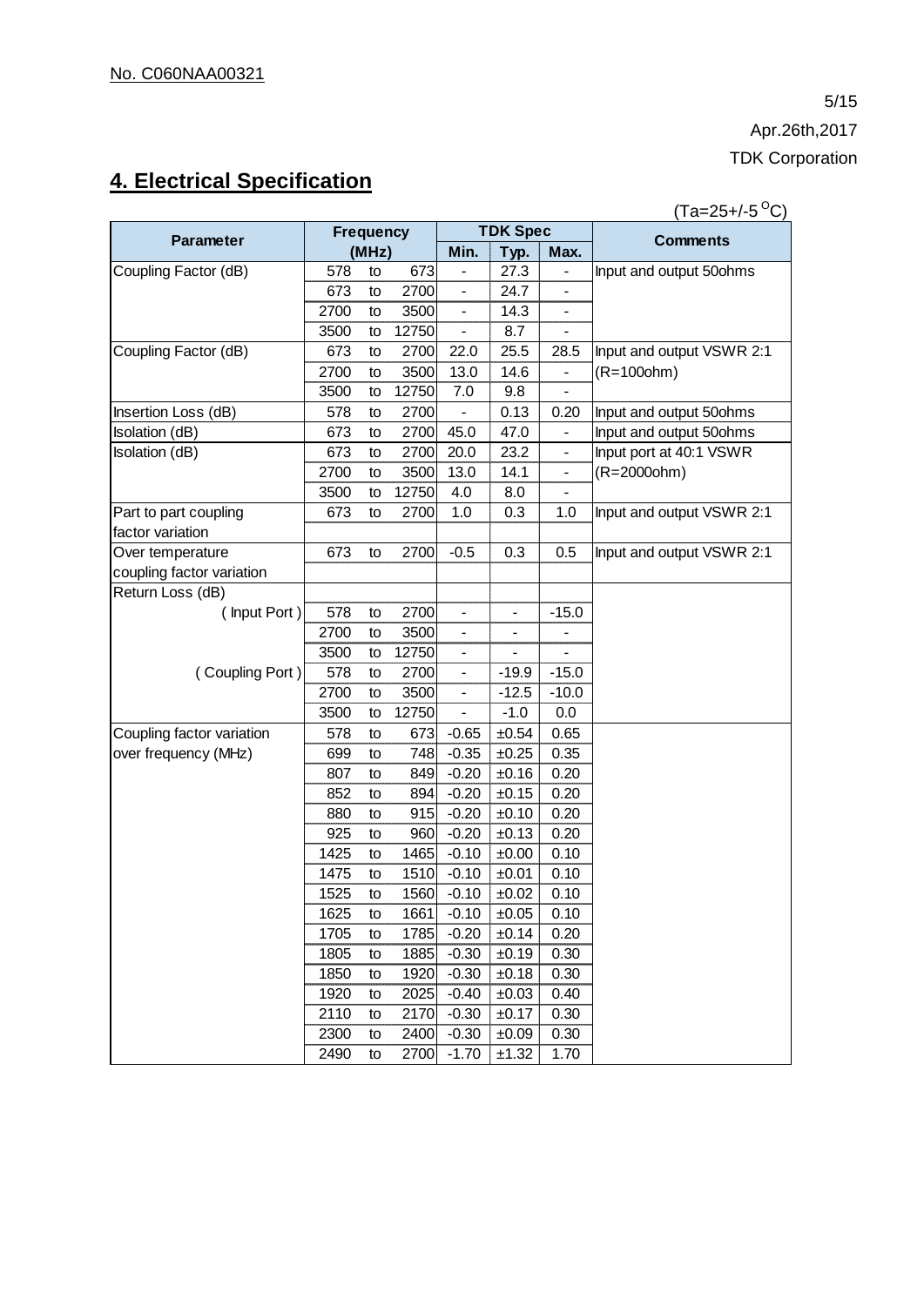No. C060NAA00321

Apr.26th,2017

TDK Corporation

## 4. Electrical Specification

(Ta=25+/-5 $^{O}$C)

| Parameter | Frequency (MHz) | | | TDK Spec | | | Comments |
|---|---|---|---|---|---|---|---|
| | | | | Min. | Typ. | Max. | |
| Coupling Factor (dB) | 578 | to | 673 | - | 27.3 | - | Input and output 50ohms |
| | 673 | to | 2700 | - | 24.7 | - | |
| | 2700 | to | 3500 | - | 14.3 | - | |
| | 3500 | to | 12750 | - | 8.7 | - | |
| Coupling Factor (dB) | 673 | to | 2700 | 22.0 | 25.5 | 28.5 | Input and output VSWR 2:1 (R=100ohm) |
| | 2700 | to | 3500 | 13.0 | 14.6 | - | |
| | 3500 | to | 12750 | 7.0 | 9.8 | - | |
| Insertion Loss (dB) | 578 | to | 2700 | - | 0.13 | 0.20 | Input and output 50ohms |
| Isolation (dB) | 673 | to | 2700 | 45.0 | 47.0 | - | Input and output 50ohms |
| Isolation (dB) | 673 | to | 2700 | 20.0 | 23.2 | - | Input port at 40:1 VSWR (R=2000ohm) |
| | 2700 | to | 3500 | 13.0 | 14.1 | - | |
| | 3500 | to | 12750 | 4.0 | 8.0 | - | |
| Part to part coupling factor variation | 673 | to | 2700 | 1.0 | 0.3 | 1.0 | Input and output VSWR 2:1 |
| Over temperature coupling factor variation | 673 | to | 2700 | -0.5 | 0.3 | 0.5 | Input and output VSWR 2:1 |
| Return Loss (dB) | | | | | | | |
| ( Input Port ) | 578 | to | 2700 | - | - | -15.0 | |
| | 2700 | to | 3500 | - | - | - | |
| | 3500 | to | 12750 | - | - | - | |
| ( Coupling Port ) | 578 | to | 2700 | - | -19.9 | -15.0 | |
| | 2700 | to | 3500 | - | -12.5 | -10.0 | |
| | 3500 | to | 12750 | - | -1.0 | 0.0 | |
| Coupling factor variation over frequency (MHz) | 578 | to | 673 | -0.65 | ±0.54 | 0.65 | |
| | 699 | to | 748 | -0.35 | ±0.25 | 0.35 | |
| | 807 | to | 849 | -0.20 | ±0.16 | 0.20 | |
| | 852 | to | 894 | -0.20 | ±0.15 | 0.20 | |
| | 880 | to | 915 | -0.20 | ±0.10 | 0.20 | |
| | 925 | to | 960 | -0.20 | ±0.13 | 0.20 | |
| | 1425 | to | 1465 | -0.10 | ±0.00 | 0.10 | |
| | 1475 | to | 1510 | -0.10 | ±0.01 | 0.10 | |
| | 1525 | to | 1560 | -0.10 | ±0.02 | 0.10 | |
| | 1625 | to | 1661 | -0.10 | ±0.05 | 0.10 | |
| | 1705 | to | 1785 | -0.20 | ±0.14 | 0.20 | |
| | 1805 | to | 1885 | -0.30 | ±0.19 | 0.30 | |
| | 1850 | to | 1920 | -0.30 | ±0.18 | 0.30 | |
| | 1920 | to | 2025 | -0.40 | ±0.03 | 0.40 | |
| | 2110 | to | 2170 | -0.30 | ±0.17 | 0.30 | |
| | 2300 | to | 2400 | -0.30 | ±0.09 | 0.30 | |
| | 2490 | to | 2700 | -1.70 | ±1.32 | 1.70 | |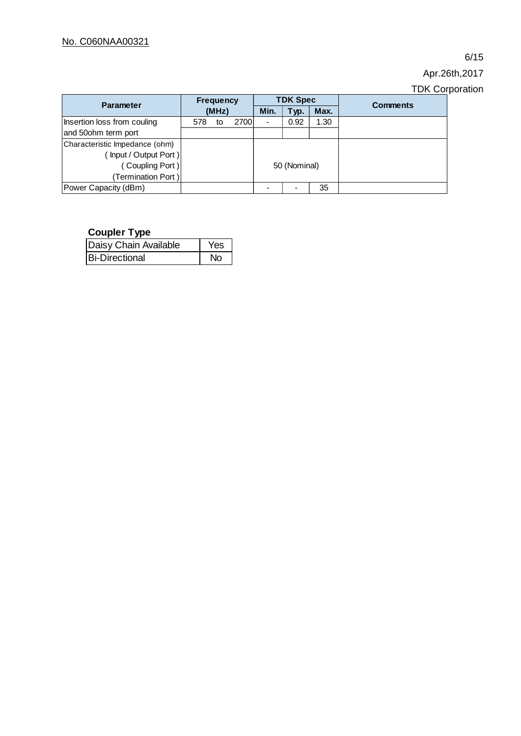No. C060NAA00321

Apr.26th,2017

TDK Corporation

| Parameter | Frequency (MHz) | TDK Spec | | | Comments |
|---|---|---|---|---|---|
| | | Min. | Typ. | Max. | |
| Insertion loss from couling and 50ohm term port | 578 to 2700 | - | 0.92 | 1.30 | |
| Characteristic Impedance (ohm) ( Input / Output Port ) ( Coupling Port ) (Termination Port ) | | 50 (Nominal) | | | |
| Power Capacity (dBm) | | - | - | 35 | |

**Coupler Type**

| Daisy Chain Available | Yes |
|---|---|
| Bi-Directional | No |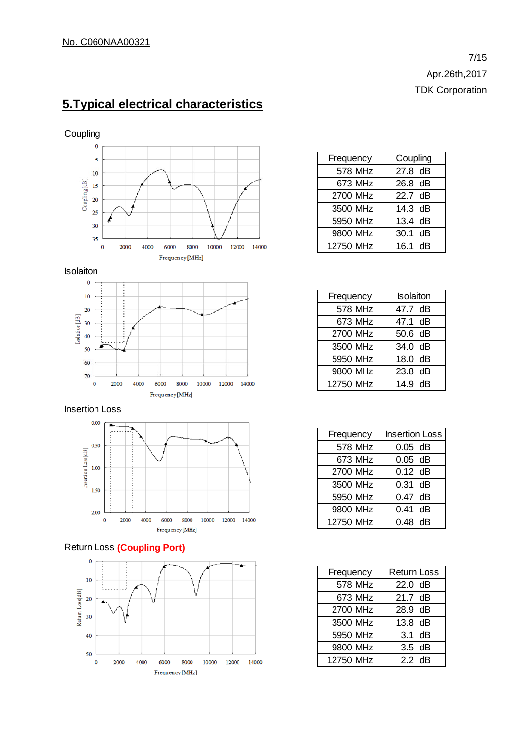No. C060NAA00321

Apr.26th,2017

TDK Corporation

# 5.Typical electrical characteristics

Coupling

| Frequency | Coupling |
|---|---|
| 578 MHz | 27.8 dB |
| 673 MHz | 26.8 dB |
| 2700 MHz | 22.7 dB |
| 3500 MHz | 14.3 dB |
| 5950 MHz | 13.4 dB |
| 9800 MHz | 30.1 dB |
| 12750 MHz | 16.1 dB |

Isolaiton

| Frequency | Isolaiton |
|---|---|
| 578 MHz | 47.7 dB |
| 673 MHz | 47.1 dB |
| 2700 MHz | 50.6 dB |
| 3500 MHz | 34.0 dB |
| 5950 MHz | 18.0 dB |
| 9800 MHz | 23.8 dB |
| 12750 MHz | 14.9 dB |

Insertion Loss

| Frequency | Insertion Loss |
|---|---|
| 578 MHz | 0.05 dB |
| 673 MHz | 0.05 dB |
| 2700 MHz | 0.12 dB |
| 3500 MHz | 0.31 dB |
| 5950 MHz | 0.47 dB |
| 9800 MHz | 0.41 dB |
| 12750 MHz | 0.48 dB |

Return Loss **(Coupling Port)**

| Frequency | Return Loss |
|---|---|
| 578 MHz | 22.0 dB |
| 673 MHz | 21.7 dB |
| 2700 MHz | 28.9 dB |
| 3500 MHz | 13.8 dB |
| 5950 MHz | 3.1 dB |
| 9800 MHz | 3.5 dB |
| 12750 MHz | 2.2 dB |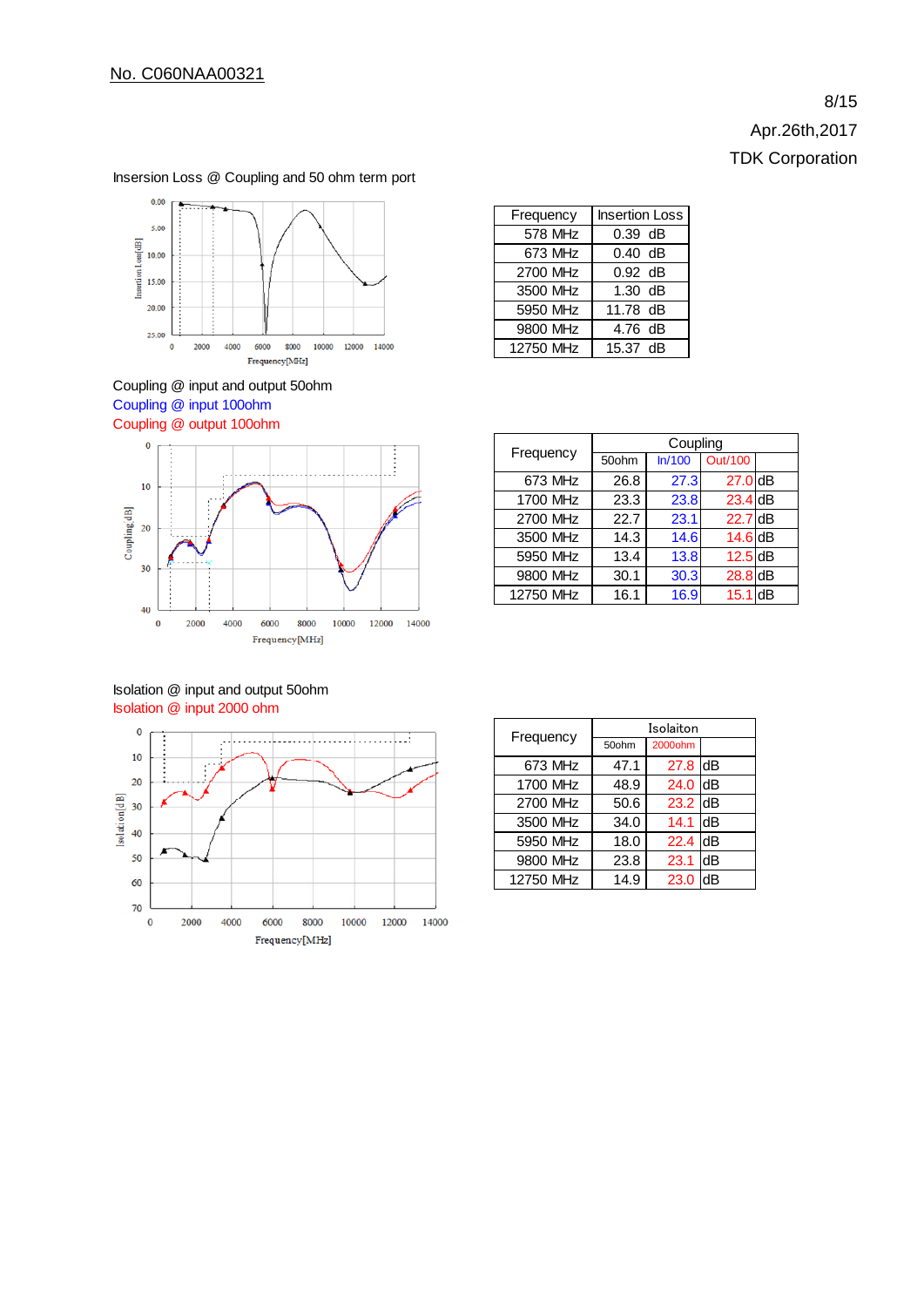No. C060NAA00321

Apr.26th,2017

TDK Corporation

Insersion Loss @ Coupling and 50 ohm term port

| Frequency | Insertion Loss |
|---|---|
| 578 MHz | 0.39 dB |
| 673 MHz | 0.40 dB |
| 2700 MHz | 0.92 dB |
| 3500 MHz | 1.30 dB |
| 5950 MHz | 11.78 dB |
| 9800 MHz | 4.76 dB |
| 12750 MHz | 15.37 dB |

Coupling @ input and output 50ohm
Coupling @ input 100ohm
Coupling @ output 100ohm

| Frequency | Coupling | | | |
|---|---|---|---|---|
| | 50ohm | In/100 | Out/100 | |
| 673 MHz | 26.8 | 27.3 | 27.0 | dB |
| 1700 MHz | 23.3 | 23.8 | 23.4 | dB |
| 2700 MHz | 22.7 | 23.1 | 22.7 | dB |
| 3500 MHz | 14.3 | 14.6 | 14.6 | dB |
| 5950 MHz | 13.4 | 13.8 | 12.5 | dB |
| 9800 MHz | 30.1 | 30.3 | 28.8 | dB |
| 12750 MHz | 16.1 | 16.9 | 15.1 | dB |

Isolation @ input and output 50ohm
Isolation @ input 2000 ohm

| Frequency | Isolaiton | | |
|---|---|---|---|
| | 50ohm | 2000ohm | |
| 673 MHz | 47.1 | 27.8 | dB |
| 1700 MHz | 48.9 | 24.0 | dB |
| 2700 MHz | 50.6 | 23.2 | dB |
| 3500 MHz | 34.0 | 14.1 | dB |
| 5950 MHz | 18.0 | 22.4 | dB |
| 9800 MHz | 23.8 | 23.1 | dB |
| 12750 MHz | 14.9 | 23.0 | dB |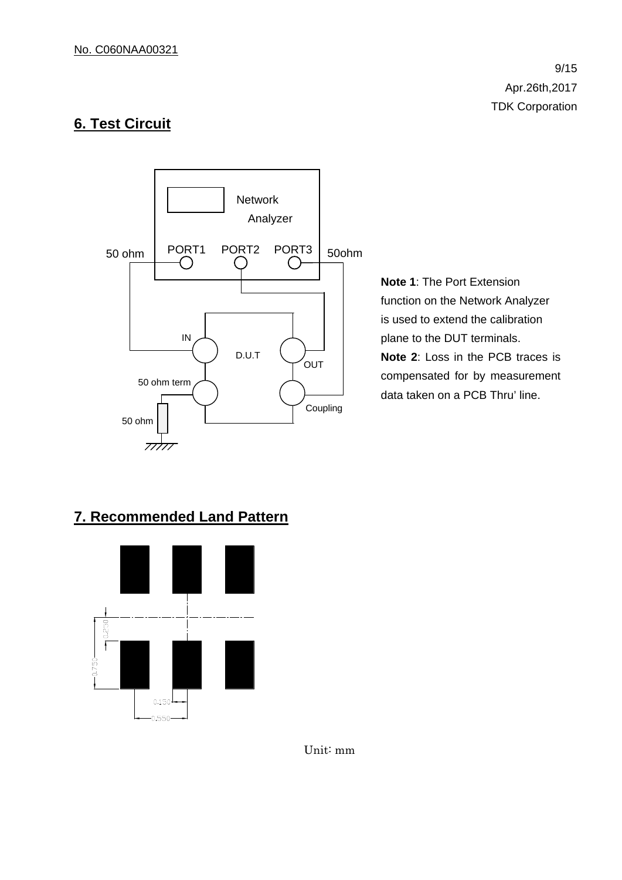No. C060NAA00321

Apr.26th,2017

TDK Corporation

## 6. Test Circuit

Network Analyzer

50 ohm PORT1 PORT2 PORT3 50ohm

IN D.U.T OUT

50 ohm term Coupling

50 ohm

**Note 1**: The Port Extension function on the Network Analyzer is used to extend the calibration plane to the DUT terminals.

**Note 2**: Loss in the PCB traces is compensated for by measurement data taken on a PCB Thru' line.

## 7. Recommended Land Pattern

0.250

0.750

0.150

0.550

Unit: mm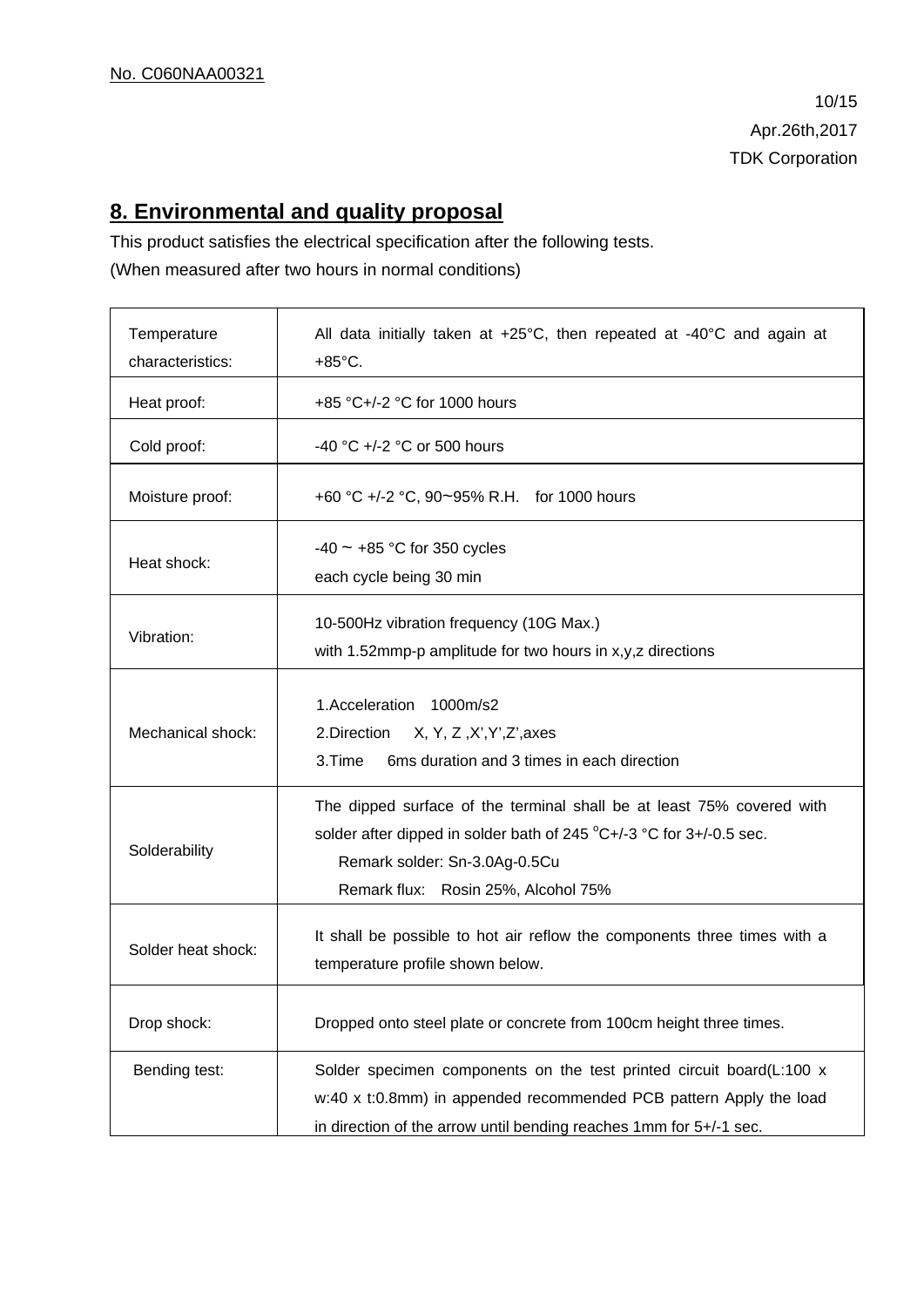No. C060NAA00321

Apr.26th,2017
TDK Corporation

## 8. Environmental and quality proposal

This product satisfies the electrical specification after the following tests.
(When measured after two hours in normal conditions)

| | |
|---|---|
| Temperature characteristics: | All data initially taken at +25°C, then repeated at -40°C and again at +85°C. |
| Heat proof: | +85 °C+/-2 °C for 1000 hours |
| Cold proof: | -40 °C +/-2 °C or 500 hours |
| Moisture proof: | +60 °C +/-2 °C, 90~95% R.H. for 1000 hours |
| Heat shock: | -40 ~ +85 °C for 350 cycles<br>each cycle being 30 min |
| Vibration: | 10-500Hz vibration frequency (10G Max.)<br>with 1.52mmp-p amplitude for two hours in x,y,z directions |
| Mechanical shock: | 1.Acceleration 1000m/s2<br>2.Direction X, Y, Z ,X',Y',Z',axes<br>3.Time 6ms duration and 3 times in each direction |
| Solderability | The dipped surface of the terminal shall be at least 75% covered with solder after dipped in solder bath of 245 °C+/-3 °C for 3+/-0.5 sec.<br>Remark solder: Sn-3.0Ag-0.5Cu<br>Remark flux: Rosin 25%, Alcohol 75% |
| Solder heat shock: | It shall be possible to hot air reflow the components three times with a temperature profile shown below. |
| Drop shock: | Dropped onto steel plate or concrete from 100cm height three times. |
| Bending test: | Solder specimen components on the test printed circuit board(L:100 x w:40 x t:0.8mm) in appended recommended PCB pattern Apply the load in direction of the arrow until bending reaches 1mm for 5+/-1 sec. |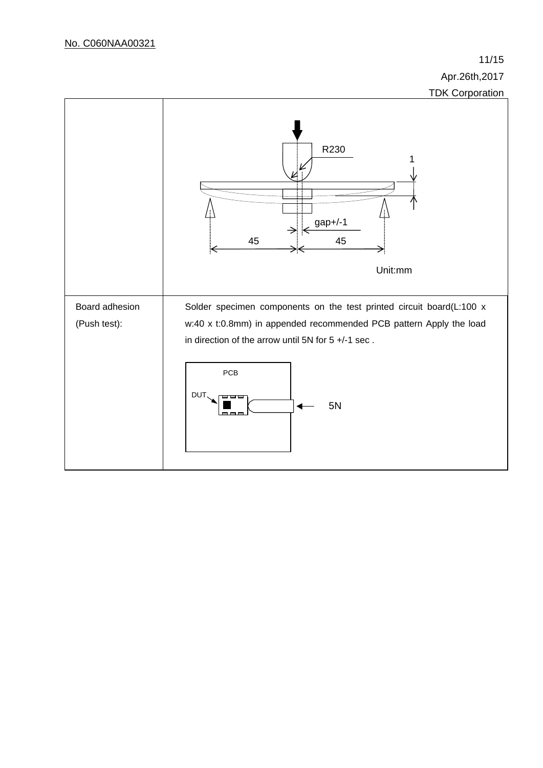No. C060NAA00321

Apr.26th,2017

TDK Corporation

| | |
|---|---|
| | R230<br>1<br>gap+/-1<br>45 45<br>Unit:mm |
| Board adhesion<br>(Push test): | Solder specimen components on the test printed circuit board(L:100 x w:40 x t:0.8mm) in appended recommended PCB pattern Apply the load in direction of the arrow until 5N for 5 +/-1 sec .<br><br>PCB<br>DUT<br>5N |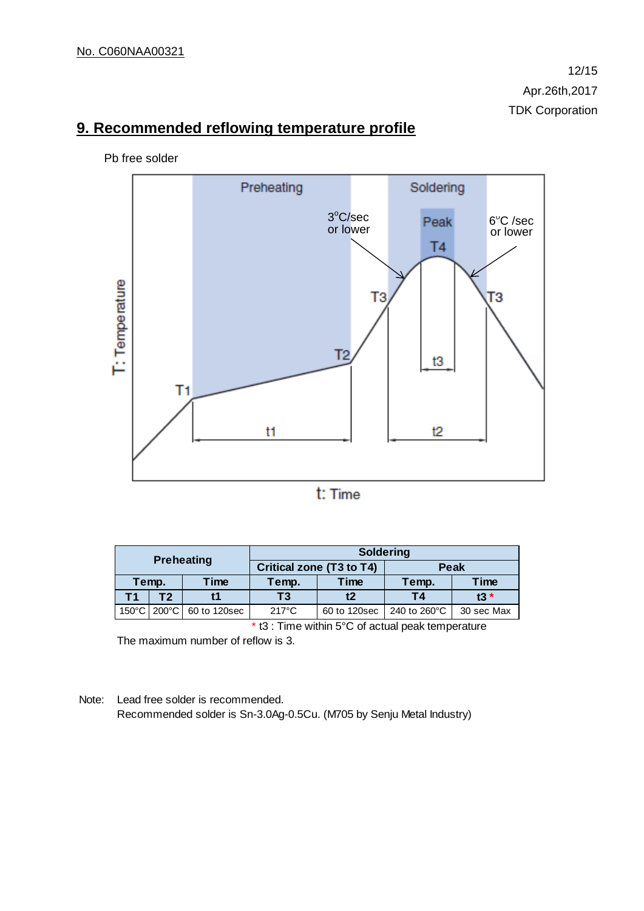No. C060NAA00321

Apr.26th,2017

TDK Corporation

## 9. Recommended reflowing temperature profile

Pb free solder

| Preheating | | | Soldering | | | |
|---|---|---|---|---|---|---|
| | | | Critical zone (T3 to T4) | | Peak | |
| Temp. | | Time | Temp. | Time | Temp. | Time |
| T1 | T2 | t1 | T3 | t2 | T4 | t3 * |
| 150°C | 200°C | 60 to 120sec | 217°C | 60 to 120sec | 240 to 260°C | 30 sec Max |

\* t3 : Time within 5°C of actual peak temperature

The maximum number of reflow is 3.

Note: Lead free solder is recommended.
Recommended solder is Sn-3.0Ag-0.5Cu. (M705 by Senju Metal Industry)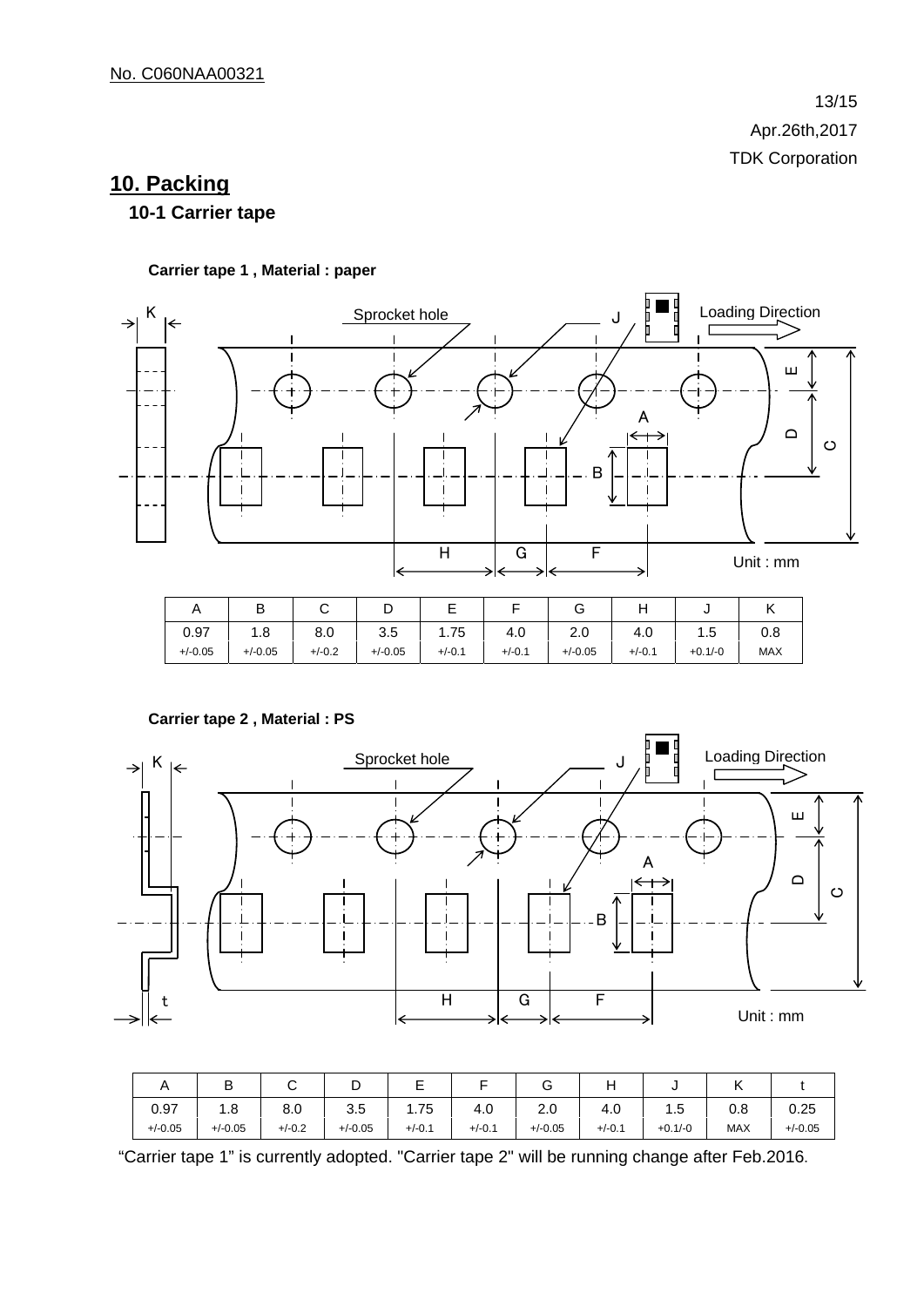No. C060NAA00321

## 10. Packing

### 10-1 Carrier tape

**Carrier tape 1 , Material : paper**

Sprocket hole J Loading Direction K A B C D E F G H Unit : mm

| A | B | C | D | E | F | G | H | J | K |
|---|---|---|---|---|---|---|---|---|---|
| 0.97<br>+/-0.05 | 1.8<br>+/-0.05 | 8.0<br>+/-0.2 | 3.5<br>+/-0.05 | 1.75<br>+/-0.1 | 4.0<br>+/-0.1 | 2.0<br>+/-0.05 | 4.0<br>+/-0.1 | 1.5<br>+0.1/-0 | 0.8<br>MAX |

**Carrier tape 2 , Material : PS**

Sprocket hole J Loading Direction K t A B C D E F G H Unit : mm

| A | B | C | D | E | F | G | H | J | K | t |
|---|---|---|---|---|---|---|---|---|---|---|
| 0.97<br>+/-0.05 | 1.8<br>+/-0.05 | 8.0<br>+/-0.2 | 3.5<br>+/-0.05 | 1.75<br>+/-0.1 | 4.0<br>+/-0.1 | 2.0<br>+/-0.05 | 4.0<br>+/-0.1 | 1.5<br>+0.1/-0 | 0.8<br>MAX | 0.25<br>+/-0.05 |

"Carrier tape 1" is currently adopted. "Carrier tape 2" will be running change after Feb.2016.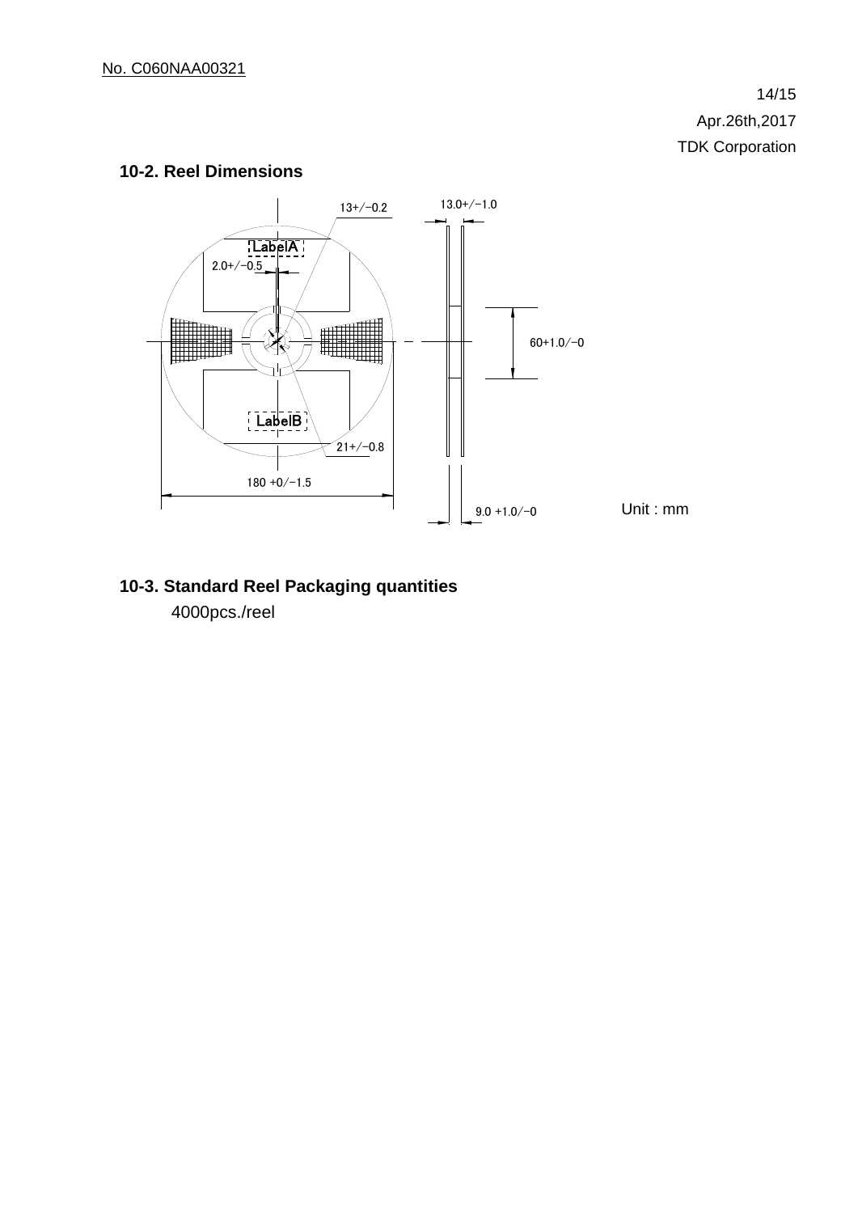No. C060NAA00321

Apr.26th,2017

TDK Corporation

## 10-2. Reel Dimensions

13+/−0.2

13.0+/−1.0

LabelA

2.0+/−0.5

60+1.0/−0

LabelB

21+/−0.8

180 +0/−1.5

9.0 +1.0/−0

Unit : mm

## 10-3. Standard Reel Packaging quantities

4000pcs./reel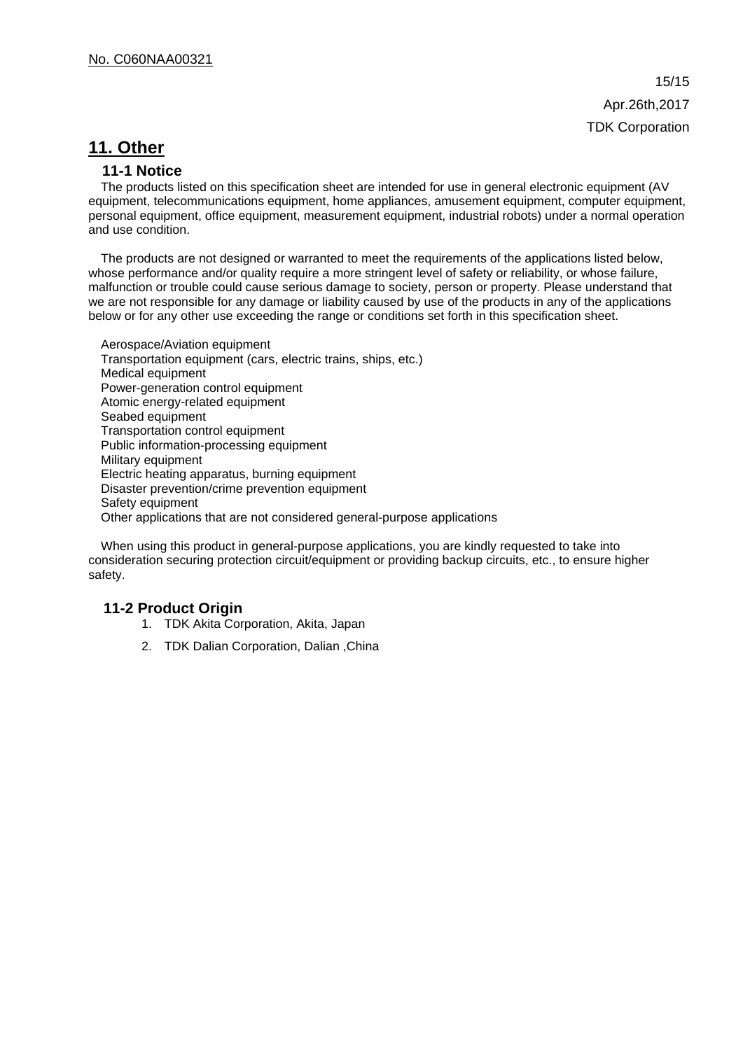## 11. Other

### 11-1 Notice

The products listed on this specification sheet are intended for use in general electronic equipment (AV equipment, telecommunications equipment, home appliances, amusement equipment, computer equipment, personal equipment, office equipment, measurement equipment, industrial robots) under a normal operation and use condition.

The products are not designed or warranted to meet the requirements of the applications listed below, whose performance and/or quality require a more stringent level of safety or reliability, or whose failure, malfunction or trouble could cause serious damage to society, person or property. Please understand that we are not responsible for any damage or liability caused by use of the products in any of the applications below or for any other use exceeding the range or conditions set forth in this specification sheet.

Aerospace/Aviation equipment
Transportation equipment (cars, electric trains, ships, etc.)
Medical equipment
Power-generation control equipment
Atomic energy-related equipment
Seabed equipment
Transportation control equipment
Public information-processing equipment
Military equipment
Electric heating apparatus, burning equipment
Disaster prevention/crime prevention equipment
Safety equipment
Other applications that are not considered general-purpose applications

When using this product in general-purpose applications, you are kindly requested to take into consideration securing protection circuit/equipment or providing backup circuits, etc., to ensure higher safety.

### 11-2 Product Origin

1. TDK Akita Corporation, Akita, Japan
2. TDK Dalian Corporation, Dalian ,China